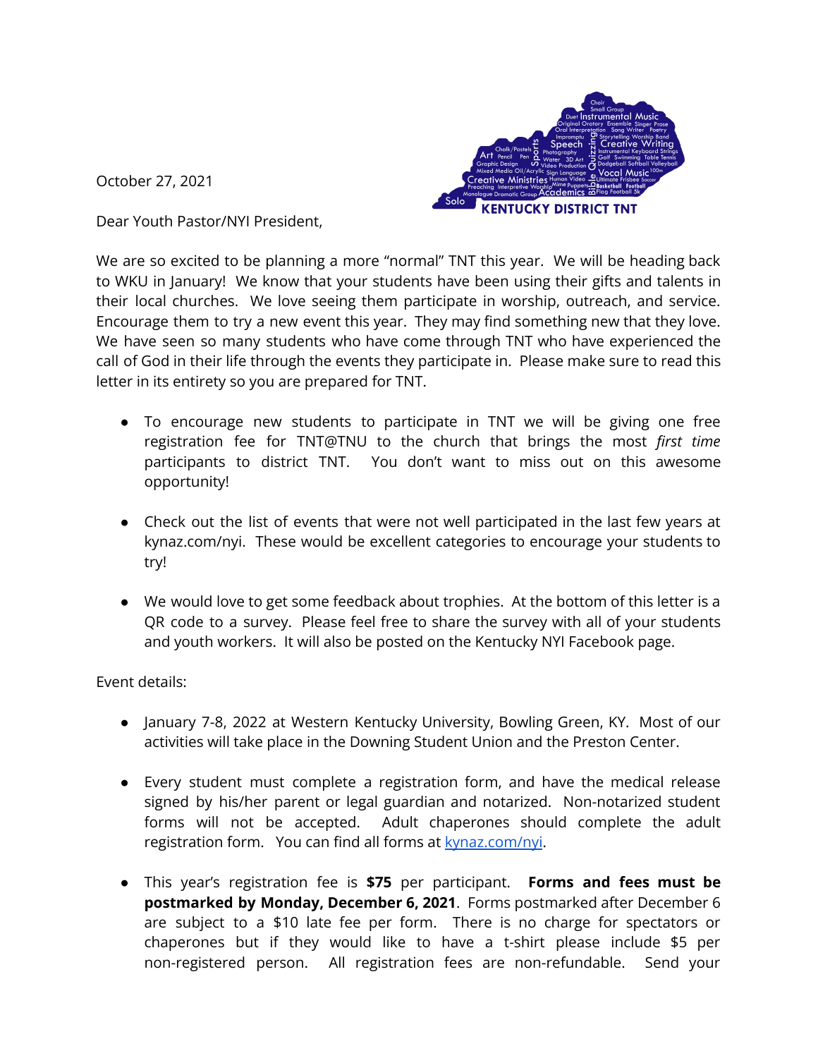October 27, 2021

Dear Youth Pastor/NYI President,

We are so excited to be planning a more "normal" TNT this year. We will be heading back to WKU in January! We know that your students have been using their gifts and talents in their local churches. We love seeing them participate in worship, outreach, and service. Encourage them to try a new event this year. They may find something new that they love. We have seen so many students who have come through TNT who have experienced the call of God in their life through the events they participate in. Please make sure to read this letter in its entirety so you are prepared for TNT.

- To encourage new students to participate in TNT we will be giving one free registration fee for TNT@TNU to the church that brings the most *first time* participants to district TNT. You don't want to miss out on this awesome opportunity!

- Check out the list of events that were not well participated in the last few years at kynaz.com/nyi. These would be excellent categories to encourage your students to try!

- We would love to get some feedback about trophies. At the bottom of this letter is a QR code to a survey. Please feel free to share the survey with all of your students and youth workers. It will also be posted on the Kentucky NYI Facebook page.

Event details:

- January 7-8, 2022 at Western Kentucky University, Bowling Green, KY. Most of our activities will take place in the Downing Student Union and the Preston Center.

- Every student must complete a registration form, and have the medical release signed by his/her parent or legal guardian and notarized. Non-notarized student forms will not be accepted. Adult chaperones should complete the adult registration form. You can find all forms at [kynaz.com/nyi](kynaz.com/nyi).

- This year's registration fee is **$75** per participant. **Forms and fees must be postmarked by Monday, December 6, 2021**. Forms postmarked after December 6 are subject to a $10 late fee per form. There is no charge for spectators or chaperones but if they would like to have a t-shirt please include $5 per non-registered person. All registration fees are non-refundable. Send your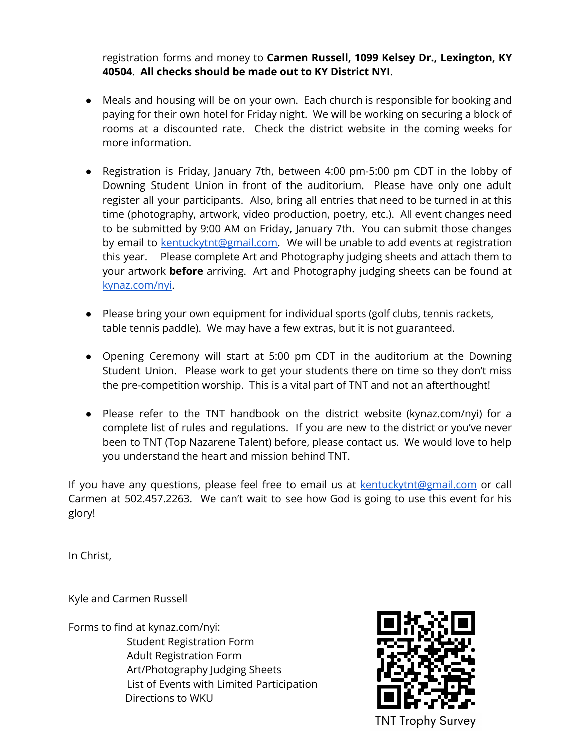registration forms and money to **Carmen Russell, 1099 Kelsey Dr., Lexington, KY 40504**. **All checks should be made out to KY District NYI**.

- Meals and housing will be on your own. Each church is responsible for booking and paying for their own hotel for Friday night. We will be working on securing a block of rooms at a discounted rate. Check the district website in the coming weeks for more information.

- Registration is Friday, January 7th, between 4:00 pm-5:00 pm CDT in the lobby of Downing Student Union in front of the auditorium. Please have only one adult register all your participants. Also, bring all entries that need to be turned in at this time (photography, artwork, video production, poetry, etc.). All event changes need to be submitted by 9:00 AM on Friday, January 7th. You can submit those changes by email to kentuckytnt@gmail.com. We will be unable to add events at registration this year. Please complete Art and Photography judging sheets and attach them to your artwork **before** arriving. Art and Photography judging sheets can be found at kynaz.com/nyi.

- Please bring your own equipment for individual sports (golf clubs, tennis rackets, table tennis paddle). We may have a few extras, but it is not guaranteed.

- Opening Ceremony will start at 5:00 pm CDT in the auditorium at the Downing Student Union. Please work to get your students there on time so they don't miss the pre-competition worship. This is a vital part of TNT and not an afterthought!

- Please refer to the TNT handbook on the district website (kynaz.com/nyi) for a complete list of rules and regulations. If you are new to the district or you've never been to TNT (Top Nazarene Talent) before, please contact us. We would love to help you understand the heart and mission behind TNT.

If you have any questions, please feel free to email us at kentuckytnt@gmail.com or call Carmen at 502.457.2263. We can't wait to see how God is going to use this event for his glory!

In Christ,

Kyle and Carmen Russell

Forms to find at kynaz.com/nyi:

- Student Registration Form
- Adult Registration Form
- Art/Photography Judging Sheets
- List of Events with Limited Participation
- Directions to WKU

TNT Trophy Survey